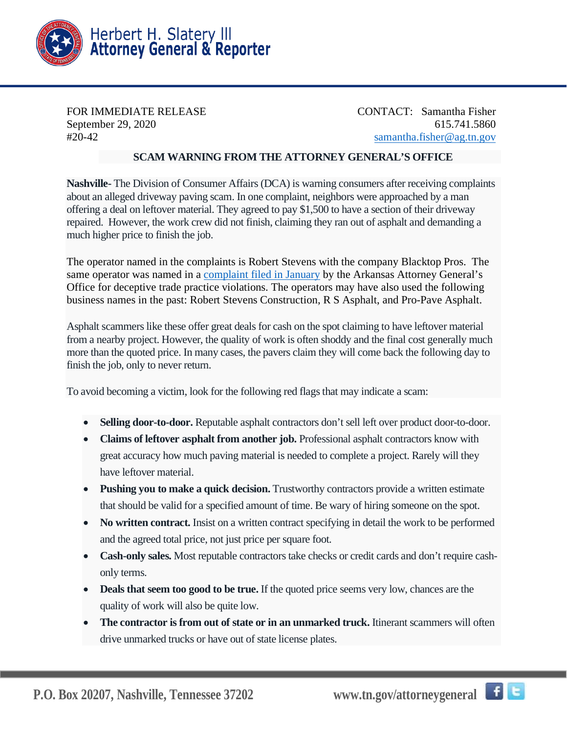Herbert H. Slatery III
**Attorney General & Reporter**

FOR IMMEDIATE RELEASE
September 29, 2020
#20-42

CONTACT: Samantha Fisher
615.741.5860
samantha.fisher@ag.tn.gov

## SCAM WARNING FROM THE ATTORNEY GENERAL'S OFFICE

**Nashville-** The Division of Consumer Affairs (DCA) is warning consumers after receiving complaints about an alleged driveway paving scam. In one complaint, neighbors were approached by a man offering a deal on leftover material. They agreed to pay $1,500 to have a section of their driveway repaired. However, the work crew did not finish, claiming they ran out of asphalt and demanding a much higher price to finish the job.

The operator named in the complaints is Robert Stevens with the company Blacktop Pros. The same operator was named in a complaint filed in January by the Arkansas Attorney General's Office for deceptive trade practice violations. The operators may have also used the following business names in the past: Robert Stevens Construction, R S Asphalt, and Pro-Pave Asphalt.

Asphalt scammers like these offer great deals for cash on the spot claiming to have leftover material from a nearby project. However, the quality of work is often shoddy and the final cost generally much more than the quoted price. In many cases, the pavers claim they will come back the following day to finish the job, only to never return.

To avoid becoming a victim, look for the following red flags that may indicate a scam:

- **Selling door-to-door.** Reputable asphalt contractors don't sell left over product door-to-door.
- **Claims of leftover asphalt from another job.** Professional asphalt contractors know with great accuracy how much paving material is needed to complete a project. Rarely will they have leftover material.
- **Pushing you to make a quick decision.** Trustworthy contractors provide a written estimate that should be valid for a specified amount of time. Be wary of hiring someone on the spot.
- **No written contract.** Insist on a written contract specifying in detail the work to be performed and the agreed total price, not just price per square foot.
- **Cash-only sales.** Most reputable contractors take checks or credit cards and don't require cash-only terms.
- **Deals that seem too good to be true.** If the quoted price seems very low, chances are the quality of work will also be quite low.
- **The contractor is from out of state or in an unmarked truck.** Itinerant scammers will often drive unmarked trucks or have out of state license plates.

P.O. Box 20207, Nashville, Tennessee 37202 www.tn.gov/attorneygeneral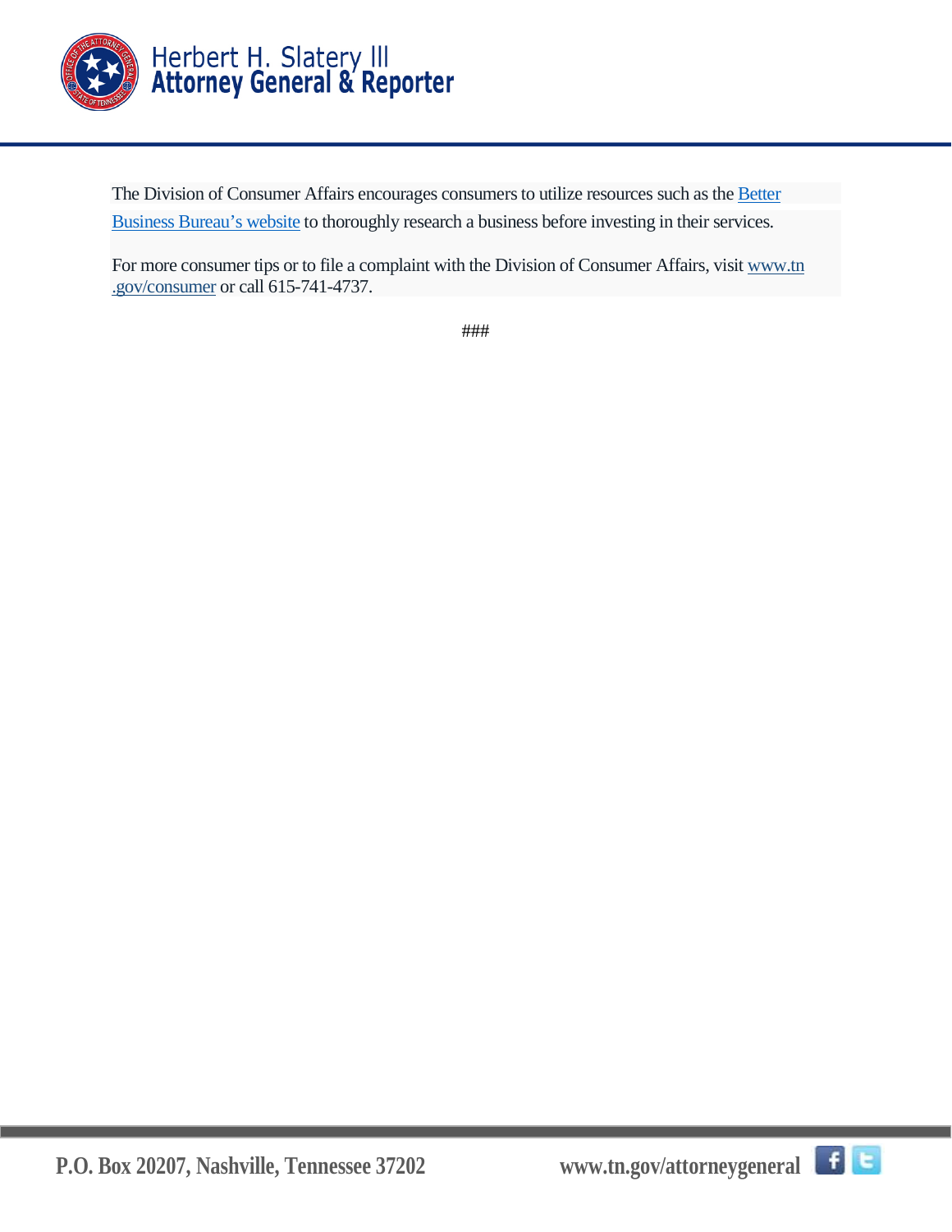The Division of Consumer Affairs encourages consumers to utilize resources such as the Better Business Bureau's website to thoroughly research a business before investing in their services.

For more consumer tips or to file a complaint with the Division of Consumer Affairs, visit www.tn.gov/consumer or call 615-741-4737.

###